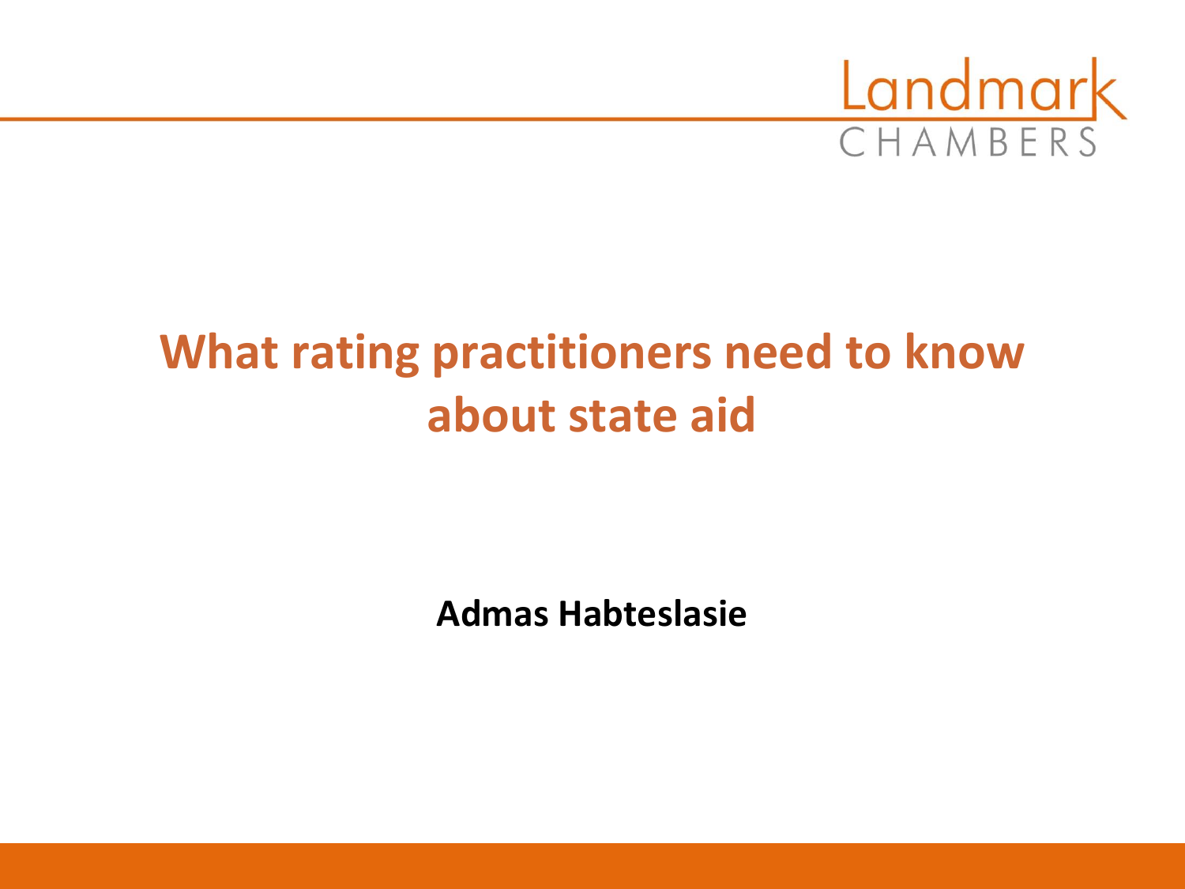Landmark CHAMBERS

# What rating practitioners need to know about state aid

**Admas Habteslasie**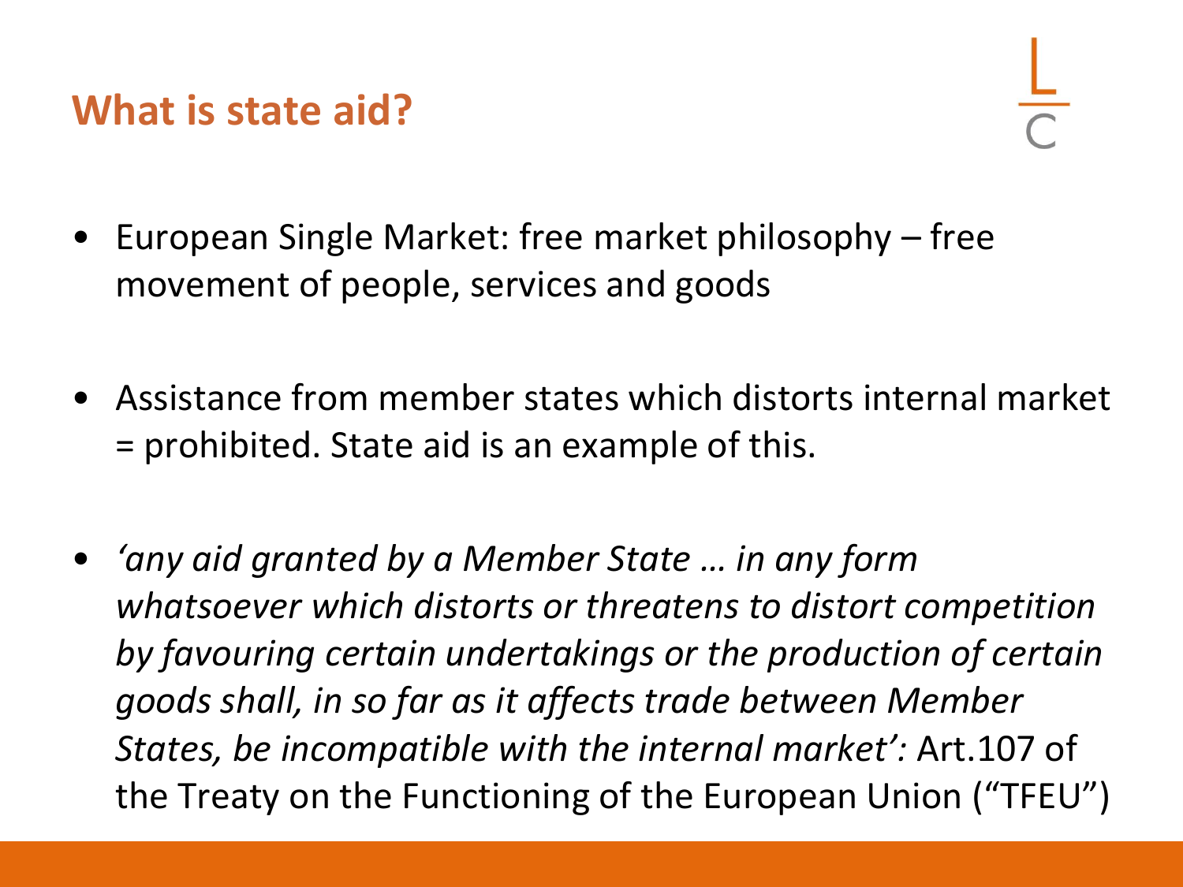## What is state aid?

- European Single Market: free market philosophy – free movement of people, services and goods
- Assistance from member states which distorts internal market = prohibited. State aid is an example of this.
- *'any aid granted by a Member State … in any form whatsoever which distorts or threatens to distort competition by favouring certain undertakings or the production of certain goods shall, in so far as it affects trade between Member States, be incompatible with the internal market':* Art.107 of the Treaty on the Functioning of the European Union ("TFEU")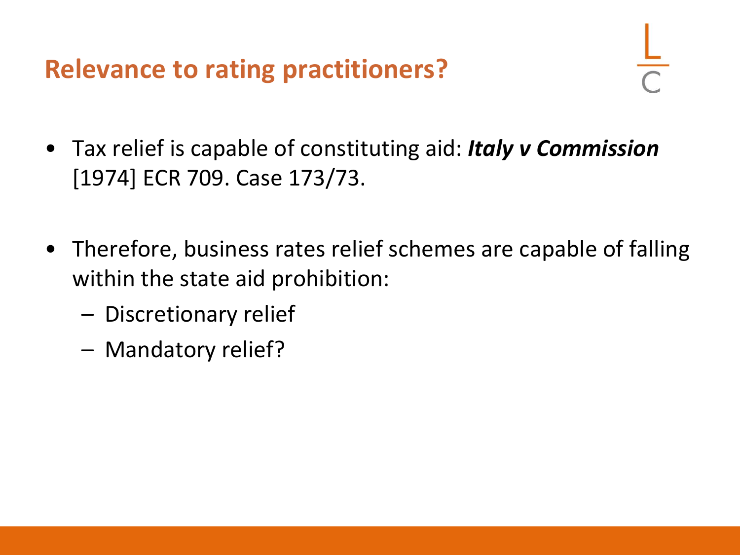## Relevance to rating practitioners?

- Tax relief is capable of constituting aid: ***Italy v Commission*** [1974] ECR 709. Case 173/73.

- Therefore, business rates relief schemes are capable of falling within the state aid prohibition:
  - Discretionary relief
  - Mandatory relief?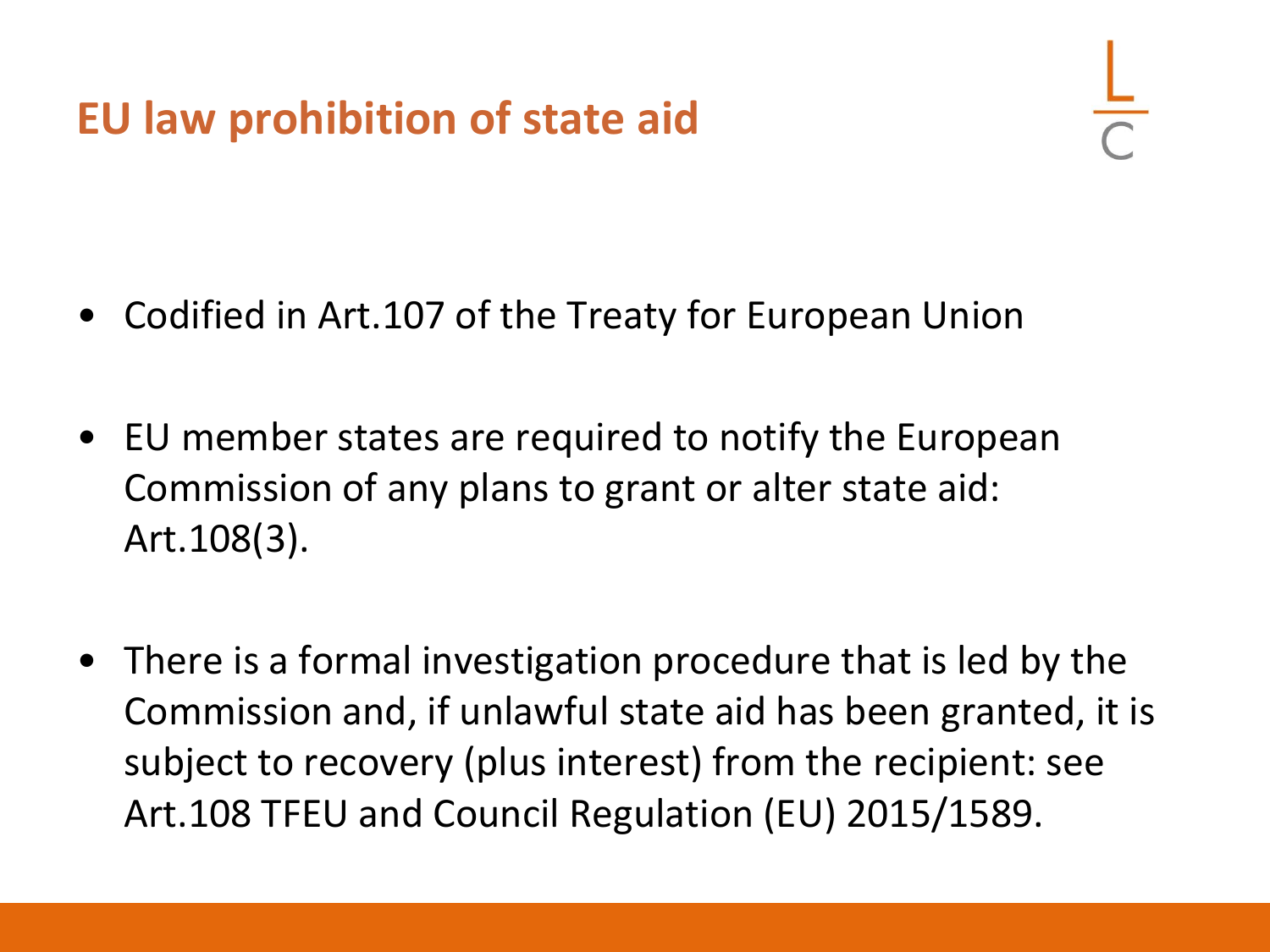## EU law prohibition of state aid

- Codified in Art.107 of the Treaty for European Union
- EU member states are required to notify the European Commission of any plans to grant or alter state aid: Art.108(3).
- There is a formal investigation procedure that is led by the Commission and, if unlawful state aid has been granted, it is subject to recovery (plus interest) from the recipient: see Art.108 TFEU and Council Regulation (EU) 2015/1589.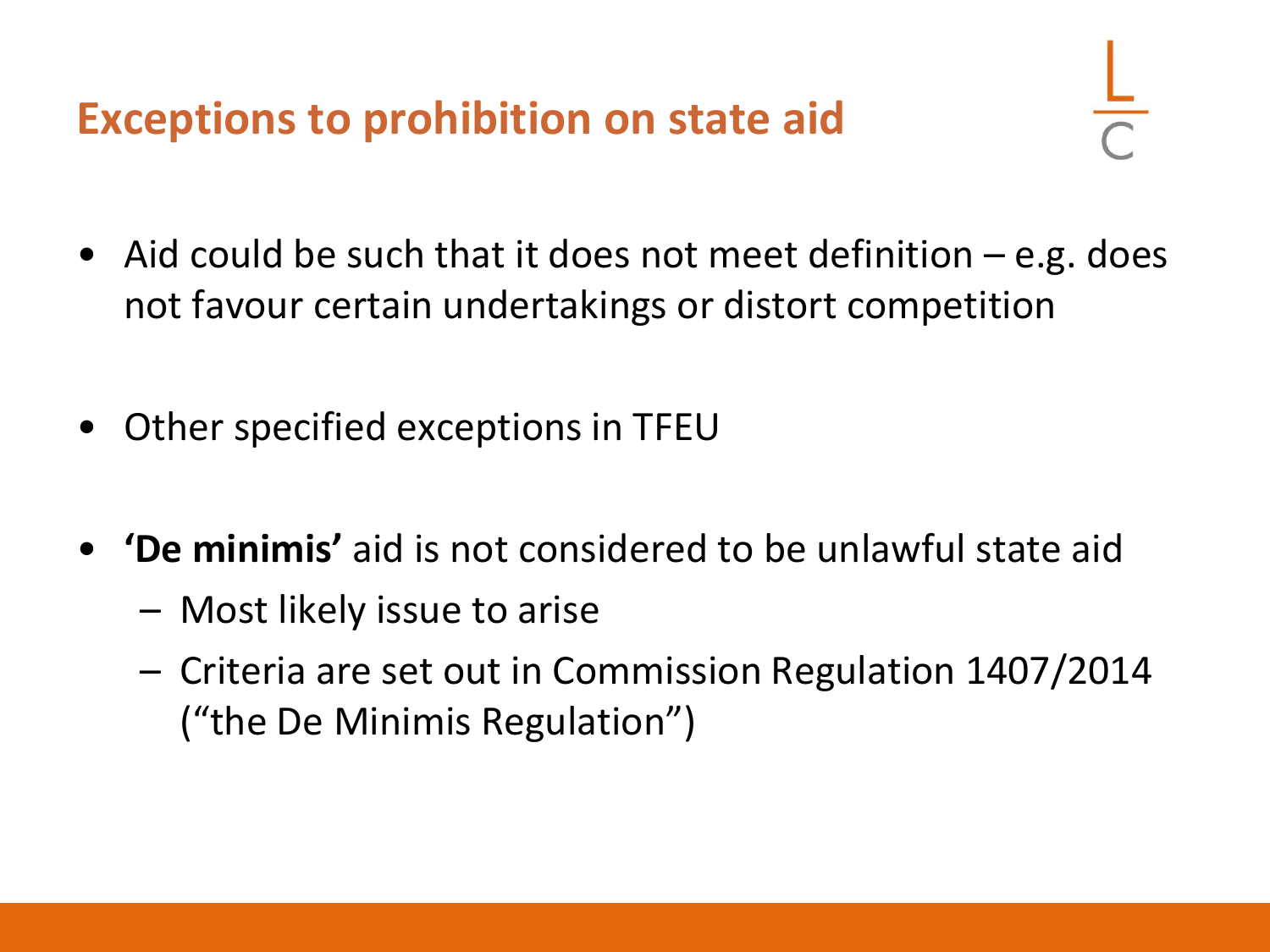# Exceptions to prohibition on state aid

- Aid could be such that it does not meet definition – e.g. does not favour certain undertakings or distort competition

- Other specified exceptions in TFEU

- **'De minimis'** aid is not considered to be unlawful state aid
  - Most likely issue to arise
  - Criteria are set out in Commission Regulation 1407/2014 ("the De Minimis Regulation")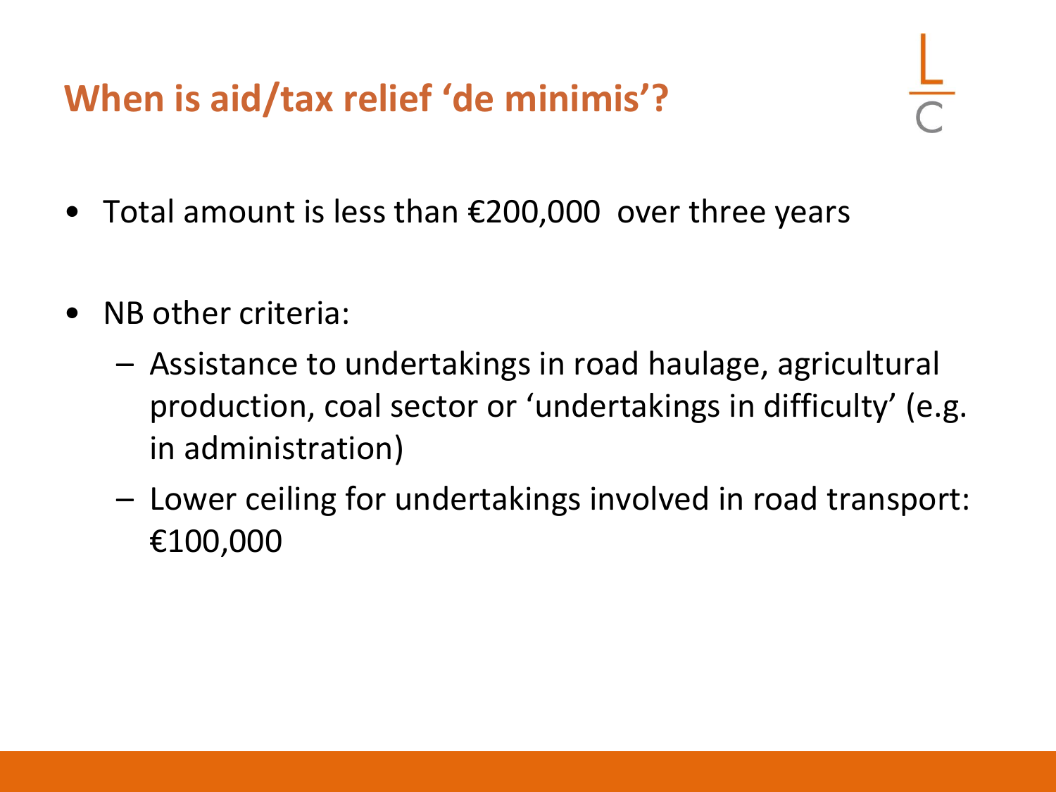## When is aid/tax relief 'de minimis'?

- Total amount is less than €200,000 over three years
- NB other criteria:
  - Assistance to undertakings in road haulage, agricultural production, coal sector or 'undertakings in difficulty' (e.g. in administration)
  - Lower ceiling for undertakings involved in road transport: €100,000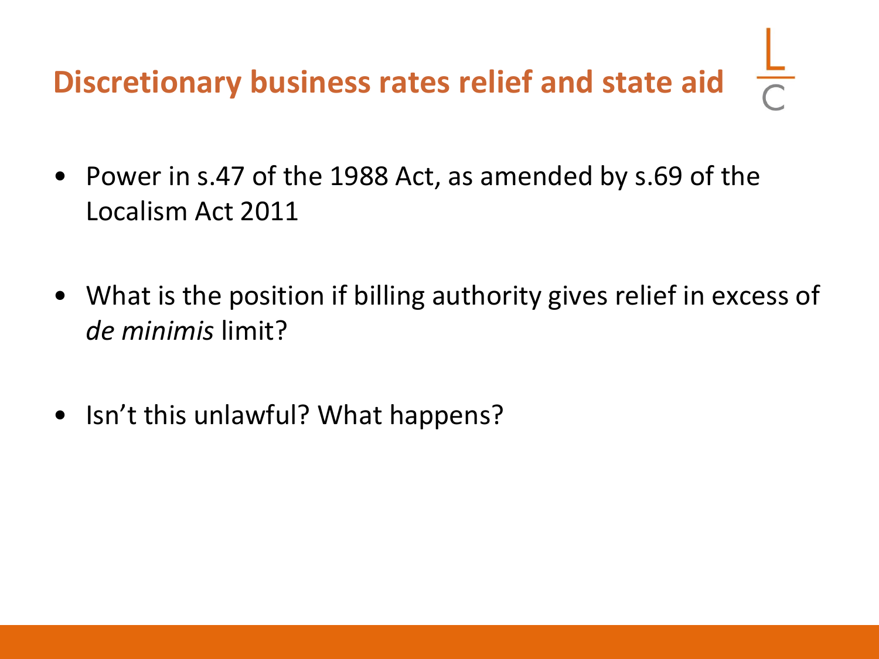# Discretionary business rates relief and state aid

- Power in s.47 of the 1988 Act, as amended by s.69 of the Localism Act 2011
- What is the position if billing authority gives relief in excess of *de minimis* limit?
- Isn't this unlawful? What happens?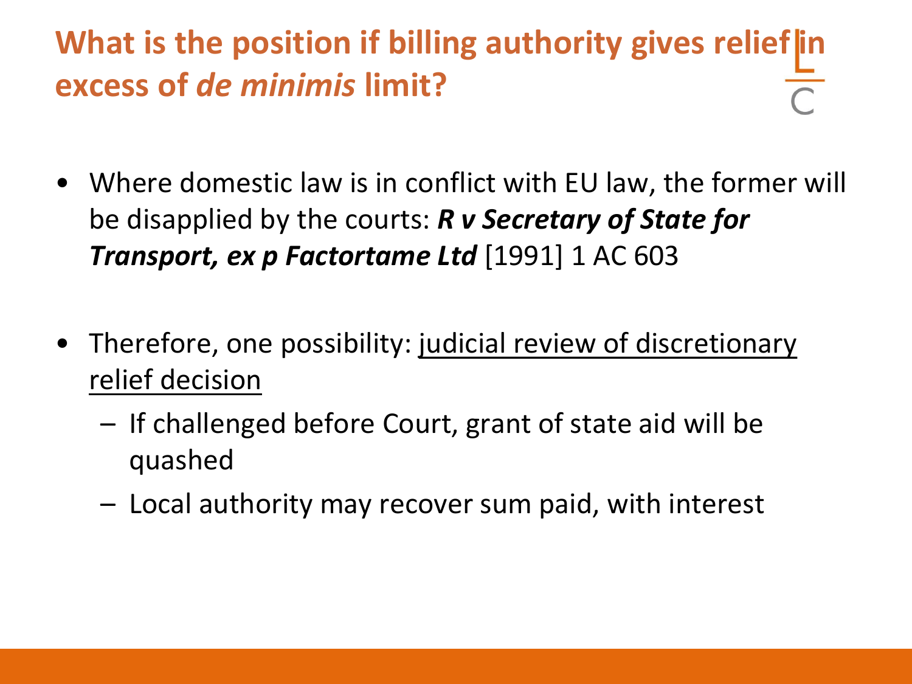# What is the position if billing authority gives relief in excess of *de minimis* limit?

- Where domestic law is in conflict with EU law, the former will be disapplied by the courts: ***R v Secretary of State for Transport, ex p Factortame Ltd*** [1991] 1 AC 603

- Therefore, one possibility: <u>judicial review of discretionary relief decision</u>
  - If challenged before Court, grant of state aid will be quashed
  - Local authority may recover sum paid, with interest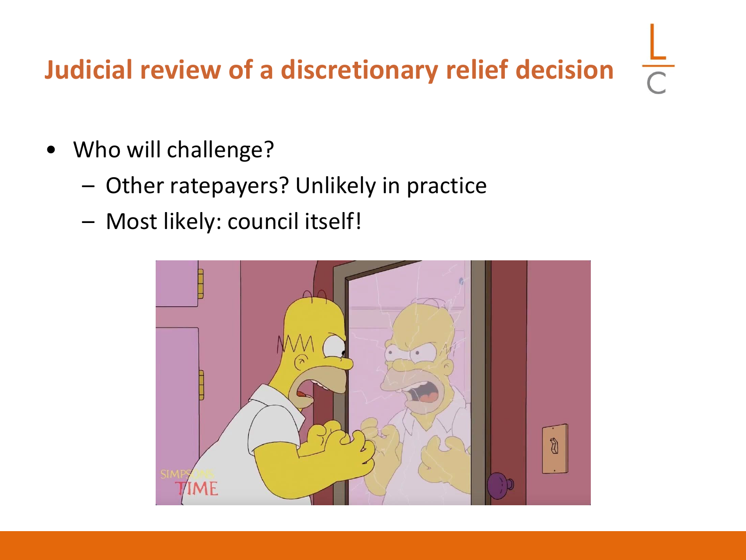# Judicial review of a discretionary relief decision

- Who will challenge?
  - Other ratepayers? Unlikely in practice
  - Most likely: council itself!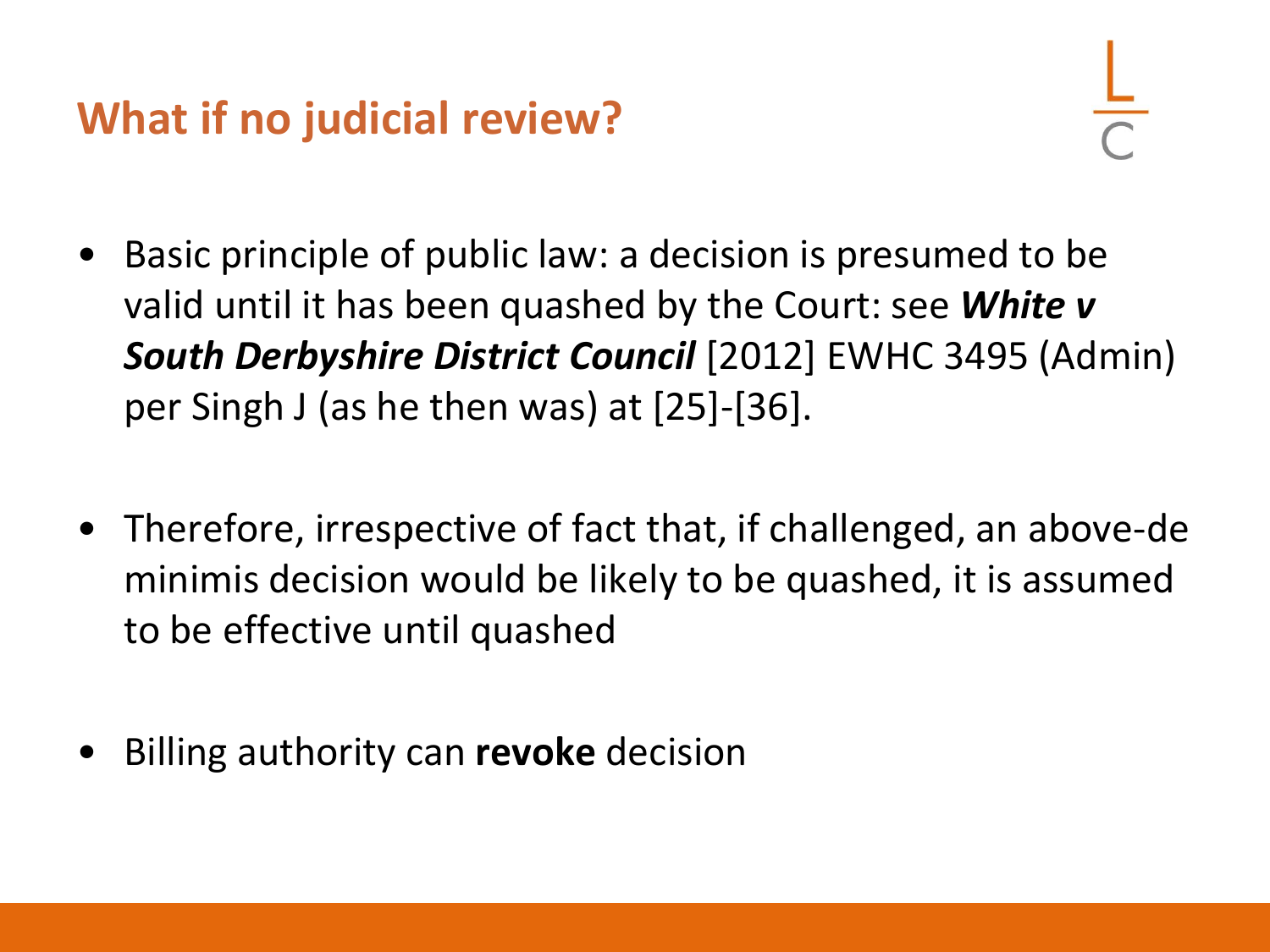## What if no judicial review?

- Basic principle of public law: a decision is presumed to be valid until it has been quashed by the Court: see ***White v South Derbyshire District Council*** [2012] EWHC 3495 (Admin) per Singh J (as he then was) at [25]-[36].

- Therefore, irrespective of fact that, if challenged, an above-de minimis decision would be likely to be quashed, it is assumed to be effective until quashed

- Billing authority can **revoke** decision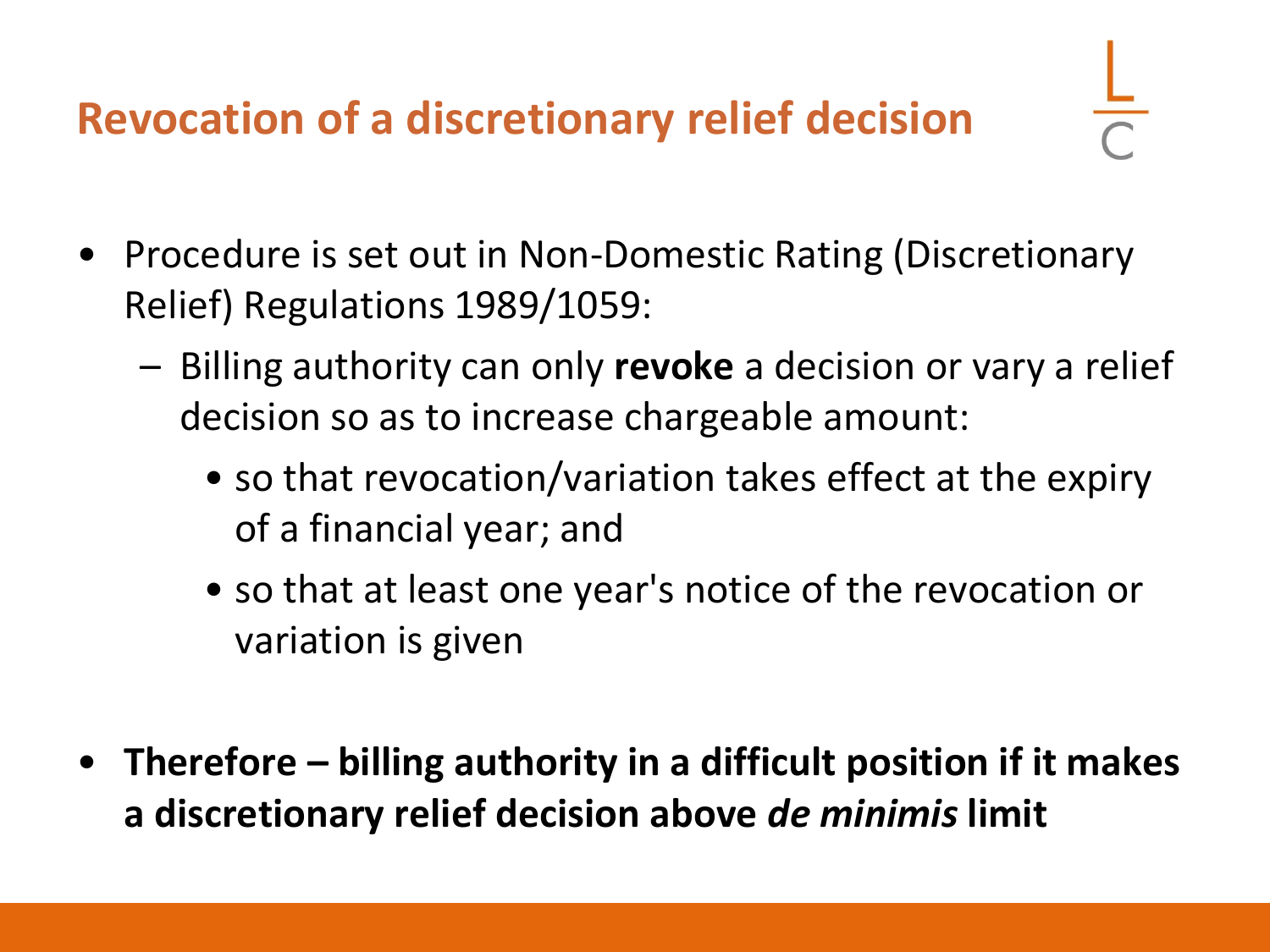# Revocation of a discretionary relief decision

- Procedure is set out in Non-Domestic Rating (Discretionary Relief) Regulations 1989/1059:
  - Billing authority can only **revoke** a decision or vary a relief decision so as to increase chargeable amount:
    - so that revocation/variation takes effect at the expiry of a financial year; and
    - so that at least one year's notice of the revocation or variation is given

- **Therefore – billing authority in a difficult position if it makes a discretionary relief decision above *de minimis* limit**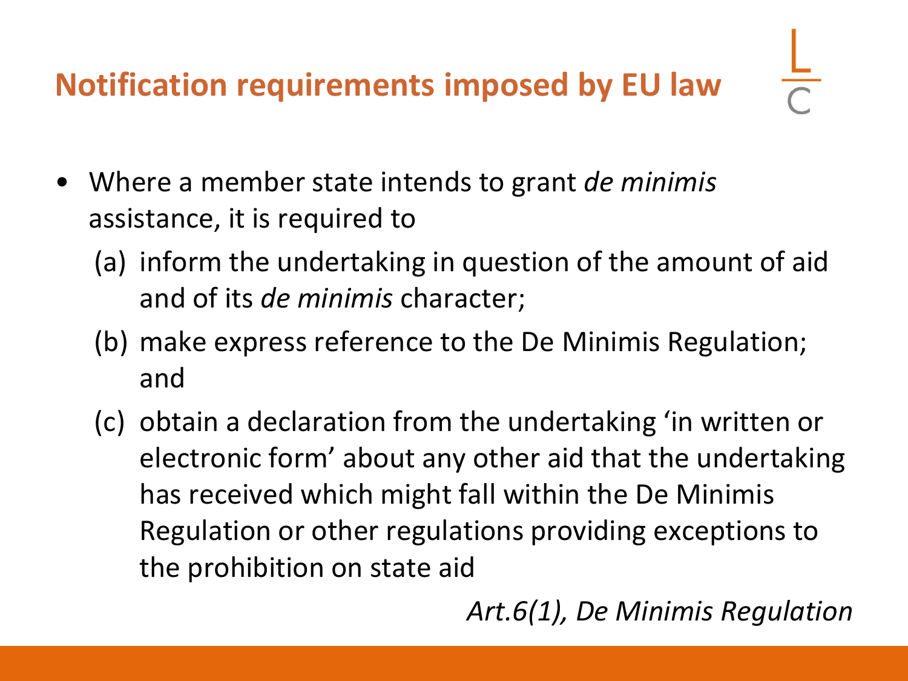## Notification requirements imposed by EU law

- Where a member state intends to grant *de minimis* assistance, it is required to
  - (a) inform the undertaking in question of the amount of aid and of its *de minimis* character;
  - (b) make express reference to the De Minimis Regulation; and
  - (c) obtain a declaration from the undertaking 'in written or electronic form' about any other aid that the undertaking has received which might fall within the De Minimis Regulation or other regulations providing exceptions to the prohibition on state aid

*Art.6(1), De Minimis Regulation*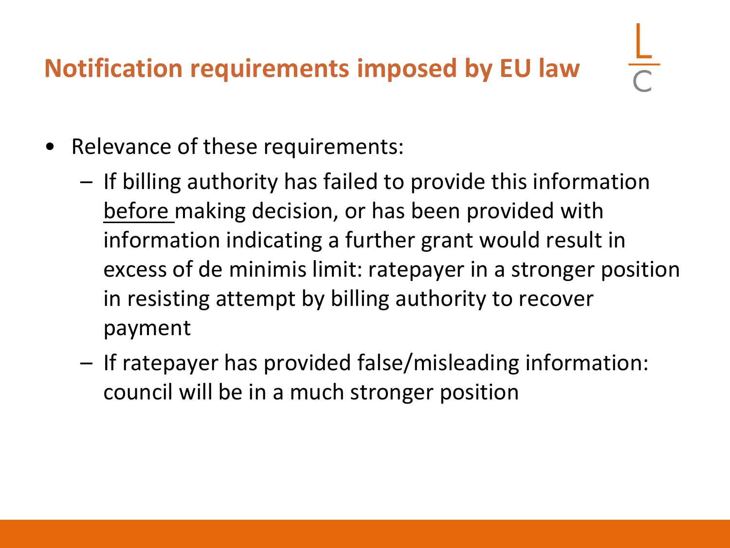## Notification requirements imposed by EU law

- Relevance of these requirements:
  - If billing authority has failed to provide this information <u>before</u> making decision, or has been provided with information indicating a further grant would result in excess of de minimis limit: ratepayer in a stronger position in resisting attempt by billing authority to recover payment
  - If ratepayer has provided false/misleading information: council will be in a much stronger position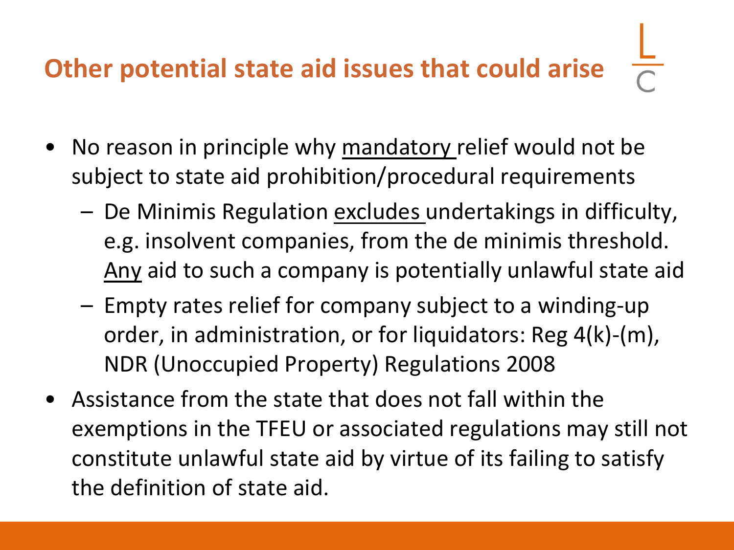## Other potential state aid issues that could arise

- No reason in principle why mandatory relief would not be subject to state aid prohibition/procedural requirements
  - De Minimis Regulation excludes undertakings in difficulty, e.g. insolvent companies, from the de minimis threshold. Any aid to such a company is potentially unlawful state aid
  - Empty rates relief for company subject to a winding-up order, in administration, or for liquidators: Reg 4(k)-(m), NDR (Unoccupied Property) Regulations 2008
- Assistance from the state that does not fall within the exemptions in the TFEU or associated regulations may still not constitute unlawful state aid by virtue of its failing to satisfy the definition of state aid.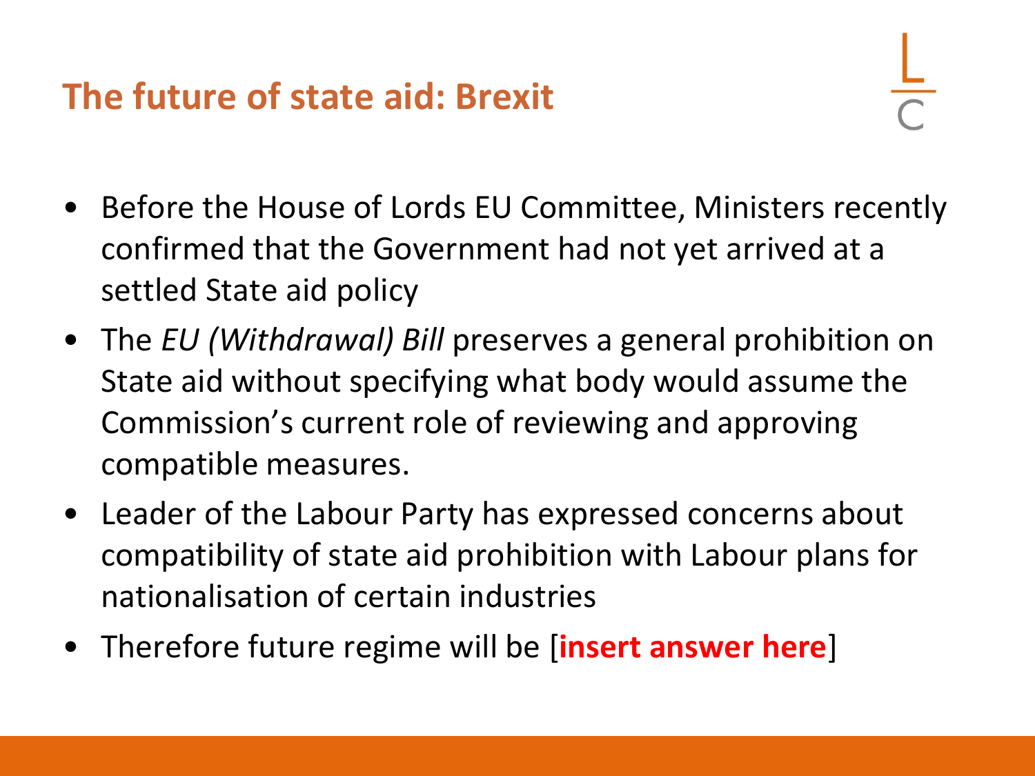## The future of state aid: Brexit

- Before the House of Lords EU Committee, Ministers recently confirmed that the Government had not yet arrived at a settled State aid policy
- The *EU (Withdrawal) Bill* preserves a general prohibition on State aid without specifying what body would assume the Commission's current role of reviewing and approving compatible measures.
- Leader of the Labour Party has expressed concerns about compatibility of state aid prohibition with Labour plans for nationalisation of certain industries
- Therefore future regime will be [**insert answer here**]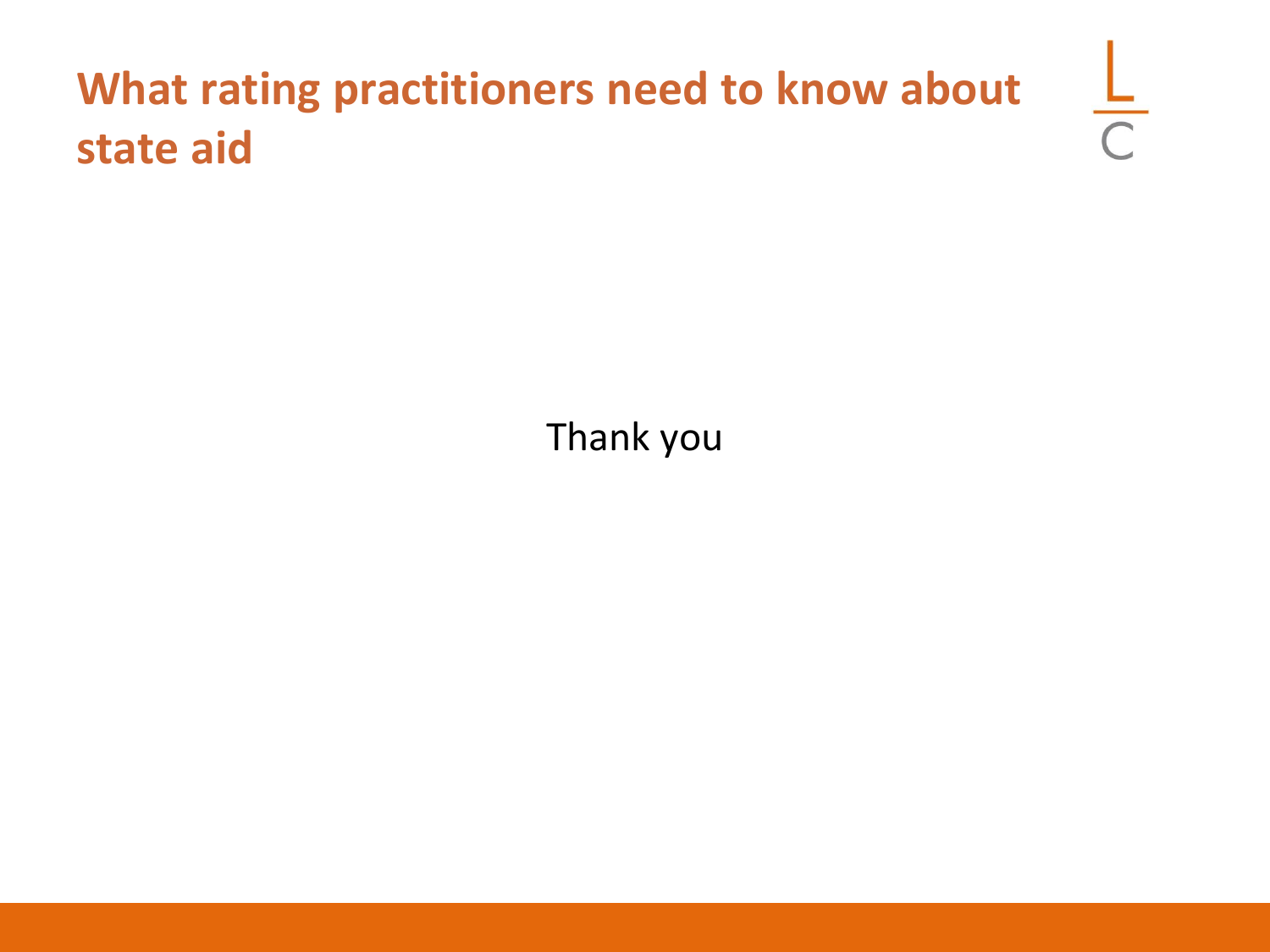# What rating practitioners need to know about state aid

Thank you